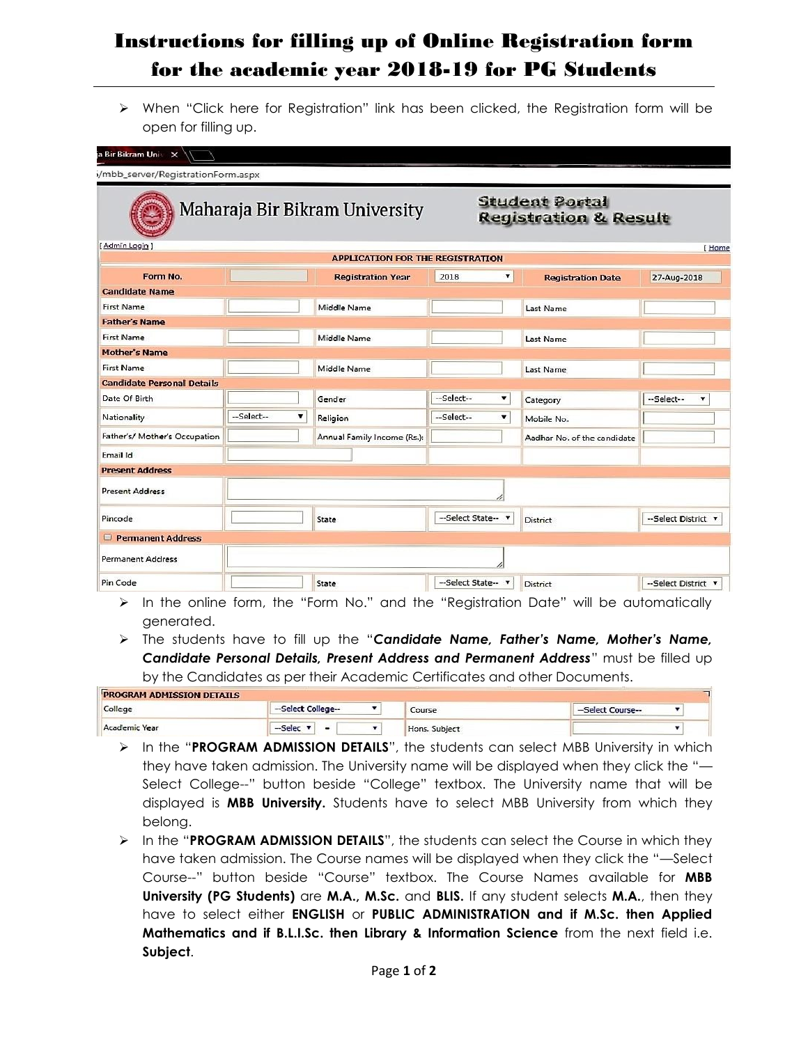# Instructions for filling up of Online Registration form for the academic year 2018-19 for PG Students

- When "Click here for Registration" link has been clicked, the Registration form will be open for filling up.

a Bir Bikram Univ ×

/mbb_server/RegistrationForm.aspx

Maharaja Bir Bikram University — Student Portal Registration & Result

[ Admin Login ] [ Home

| APPLICATION FOR THE REGISTRATION | | | | | |
|---|---|---|---|---|---|
| Form No. | | Registration Year | 2018 | Registration Date | 27-Aug-2018 |
| **Candidate Name** | | | | | |
| First Name | | Middle Name | | Last Name | |
| **Father's Name** | | | | | |
| First Name | | Middle Name | | Last Name | |
| **Mother's Name** | | | | | |
| First Name | | Middle Name | | Last Name | |
| **Candidate Personal Details** | | | | | |
| Date Of Birth | | Gender | --Select-- | Category | --Select-- |
| Nationality | --Select-- | Religion | --Select-- | Mobile No. | |
| Father's/ Mother's Occupation | | Annual Family Income (Rs.): | | Aadhar No. of the candidate | |
| Email Id | | | | | |
| **Present Address** | | | | | |
| Present Address | | | | | |
| Pincode | | State | --Select State-- | District | --Select District |
| **Permanent Address** | | | | | |
| Permanent Address | | | | | |
| Pin Code | | State | --Select State-- | District | --Select District |

- In the online form, the "Form No." and the "Registration Date" will be automatically generated.
- The students have to fill up the "***Candidate Name, Father's Name, Mother's Name, Candidate Personal Details, Present Address and Permanent Address***" must be filled up by the Candidates as per their Academic Certificates and other Documents.

| PROGRAM ADMISSION DETAILS | | | |
|---|---|---|---|
| College | --Select College-- | Course | --Select Course-- |
| Academic Year | --Selec - | Hons. Subject | |

- In the "**PROGRAM ADMISSION DETAILS**", the students can select MBB University in which they have taken admission. The University name will be displayed when they click the "—Select College--" button beside "College" textbox. The University name that will be displayed is **MBB University.** Students have to select MBB University from which they belong.
- In the "**PROGRAM ADMISSION DETAILS**", the students can select the Course in which they have taken admission. The Course names will be displayed when they click the "—Select Course--" button beside "Course" textbox. The Course Names available for **MBB University (PG Students)** are **M.A., M.Sc.** and **BLIS.** If any student selects **M.A.**, then they have to select either **ENGLISH** or **PUBLIC ADMINISTRATION and if M.Sc. then Applied Mathematics and if B.L.I.Sc. then Library & Information Science** from the next field i.e. **Subject**.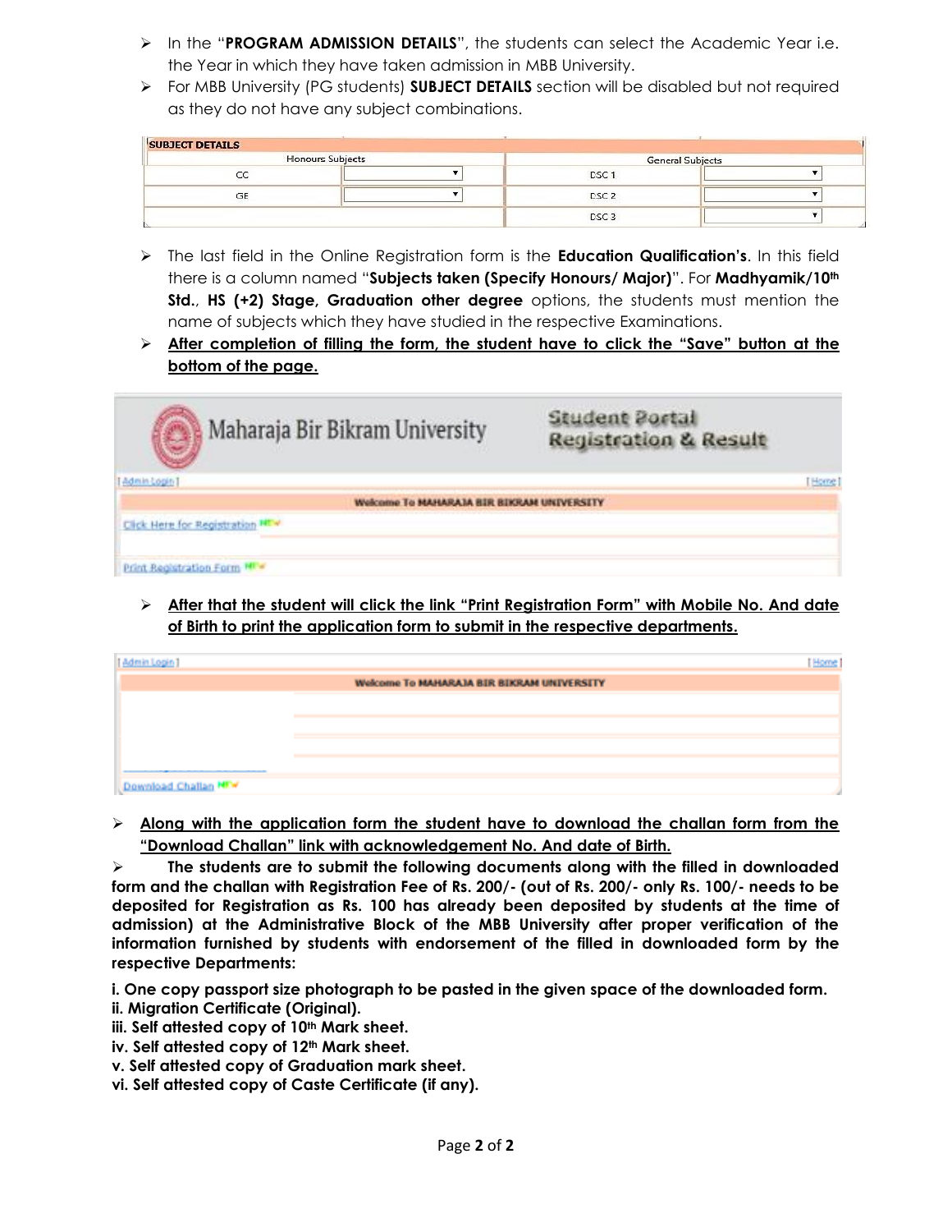- In the "**PROGRAM ADMISSION DETAILS**", the students can select the Academic Year i.e. the Year in which they have taken admission in MBB University.
- For MBB University (PG students) **SUBJECT DETAILS** section will be disabled but not required as they do not have any subject combinations.

| SUBJECT DETAILS | | | |
|---|---|---|---|
| Honours Subjects | | General Subjects | |
| CC | | DSC 1 | |
| GE | | DSC 2 | |
| | | DSC 3 | |

- The last field in the Online Registration form is the **Education Qualification's**. In this field there is a column named "**Subjects taken (Specify Honours/ Major)**". For **Madhyamik/10th Std.**, **HS (+2) Stage, Graduation other degree** options, the students must mention the name of subjects which they have studied in the respective Examinations.
- **After completion of filling the form, the student have to click the "Save" button at the bottom of the page.**

Maharaja Bir Bikram University — Student Portal Registration & Result

[ Admin Login ] [ Home ]

Welcome To MAHARAJA BIR BIKRAM UNIVERSITY

Click Here for Registration NEW

Print Registration Form NEW

- **After that the student will click the link "Print Registration Form" with Mobile No. And date of Birth to print the application form to submit in the respective departments.**

[ Admin Login ] [ Home ]

Welcome To MAHARAJA BIR BIKRAM UNIVERSITY

Download Challan NEW

- **Along with the application form the student have to download the challan form from the "Download Challan" link with acknowledgement No. And date of Birth.**
- **The students are to submit the following documents along with the filled in downloaded form and the challan with Registration Fee of Rs. 200/- (out of Rs. 200/- only Rs. 100/- needs to be deposited for Registration as Rs. 100 has already been deposited by students at the time of admission) at the Administrative Block of the MBB University after proper verification of the information furnished by students with endorsement of the filled in downloaded form by the respective Departments:**

**i. One copy passport size photograph to be pasted in the given space of the downloaded form.**
**ii. Migration Certificate (Original).**
**iii. Self attested copy of 10th Mark sheet.**
**iv. Self attested copy of 12th Mark sheet.**
**v. Self attested copy of Graduation mark sheet.**
**vi. Self attested copy of Caste Certificate (if any).**